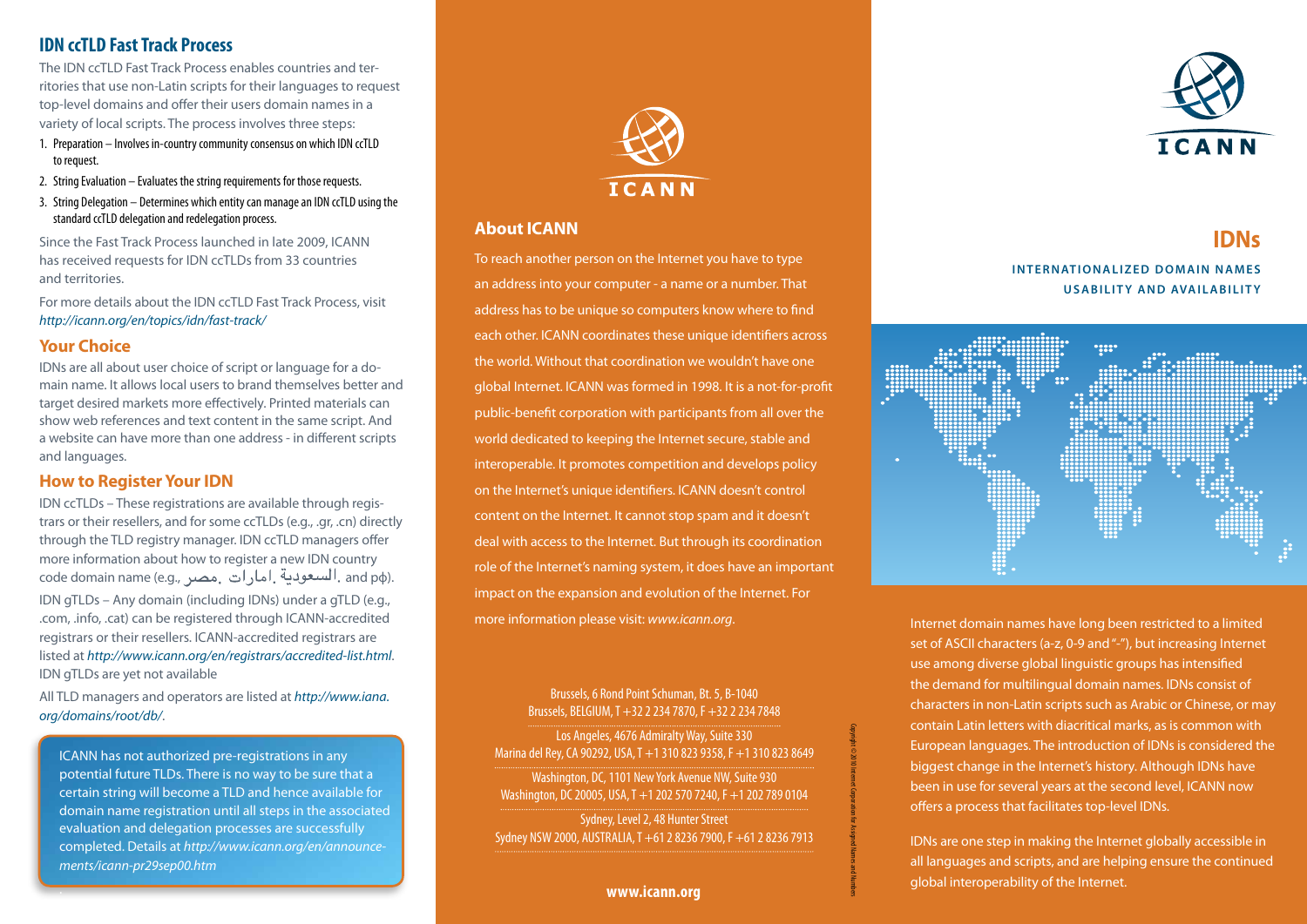## IDN ccTLD Fast Track Process

The IDN ccTLD Fast Track Process enables countries and territories that use non-Latin scripts for their languages to request top-level domains and offer their users domain names in a variety of local scripts. The process involves three steps:

1. Preparation – Involves in-country community consensus on which IDN ccTLD to request.
2. String Evaluation – Evaluates the string requirements for those requests.
3. String Delegation – Determines which entity can manage an IDN ccTLD using the standard ccTLD delegation and redelegation process.

Since the Fast Track Process launched in late 2009, ICANN has received requests for IDN ccTLDs from 33 countries and territories.

For more details about the IDN ccTLD Fast Track Process, visit *http://icann.org/en/topics/idn/fast-track/*

## Your Choice

IDNs are all about user choice of script or language for a domain name. It allows local users to brand themselves better and target desired markets more effectively. Printed materials can show web references and text content in the same script. And a website can have more than one address - in different scripts and languages.

## How to Register Your IDN

IDN ccTLDs – These registrations are available through registrars or their resellers, and for some ccTLDs (e.g., .gr, .cn) directly through the TLD registry manager. IDN ccTLD managers offer more information about how to register a new IDN country code domain name (e.g., .مصر ,.امارات ,.السعودية and рф).

IDN gTLDs – Any domain (including IDNs) under a gTLD (e.g., .com, .info, .cat) can be registered through ICANN-accredited registrars or their resellers. ICANN-accredited registrars are listed at *http://www.icann.org/en/registrars/accredited-list.html*. IDN gTLDs are yet not available

All TLD managers and operators are listed at *http://www.iana.org/domains/root/db/*.

ICANN has not authorized pre-registrations in any potential future TLDs. There is no way to be sure that a certain string will become a TLD and hence available for domain name registration until all steps in the associated evaluation and delegation processes are successfully completed. Details at *http://www.icann.org/en/announcements/icann-pr29sep00.htm*

ICANN

## About ICANN

To reach another person on the Internet you have to type an address into your computer - a name or a number. That address has to be unique so computers know where to find each other. ICANN coordinates these unique identifiers across the world. Without that coordination we wouldn't have one global Internet. ICANN was formed in 1998. It is a not-for-profit public-benefit corporation with participants from all over the world dedicated to keeping the Internet secure, stable and interoperable. It promotes competition and develops policy on the Internet's unique identifiers. ICANN doesn't control content on the Internet. It cannot stop spam and it doesn't deal with access to the Internet. But through its coordination role of the Internet's naming system, it does have an important impact on the expansion and evolution of the Internet. For more information please visit: *www.icann.org*.

Brussels, 6 Rond Point Schuman, Bt. 5, B-1040
Brussels, BELGIUM, T +32 2 234 7870, F +32 2 234 7848

Los Angeles, 4676 Admiralty Way, Suite 330
Marina del Rey, CA 90292, USA, T +1 310 823 9358, F +1 310 823 8649

Washington, DC, 1101 New York Avenue NW, Suite 930
Washington, DC 20005, USA, T +1 202 570 7240, F +1 202 789 0104

Sydney, Level 2, 48 Hunter Street
Sydney NSW 2000, AUSTRALIA, T +61 2 8236 7900, F +61 2 8236 7913

**www.icann.org**

Copyright © 2010 Internet Corporation for Assigned Names and Numbers

ICANN

# IDNs

**INTERNATIONALIZED DOMAIN NAMES**
**USABILITY AND AVAILABILITY**

Internet domain names have long been restricted to a limited set of ASCII characters (a-z, 0-9 and "-"), but increasing Internet use among diverse global linguistic groups has intensified the demand for multilingual domain names. IDNs consist of characters in non-Latin scripts such as Arabic or Chinese, or may contain Latin letters with diacritical marks, as is common with European languages. The introduction of IDNs is considered the biggest change in the Internet's history. Although IDNs have been in use for several years at the second level, ICANN now offers a process that facilitates top-level IDNs.

IDNs are one step in making the Internet globally accessible in all languages and scripts, and are helping ensure the continued global interoperability of the Internet.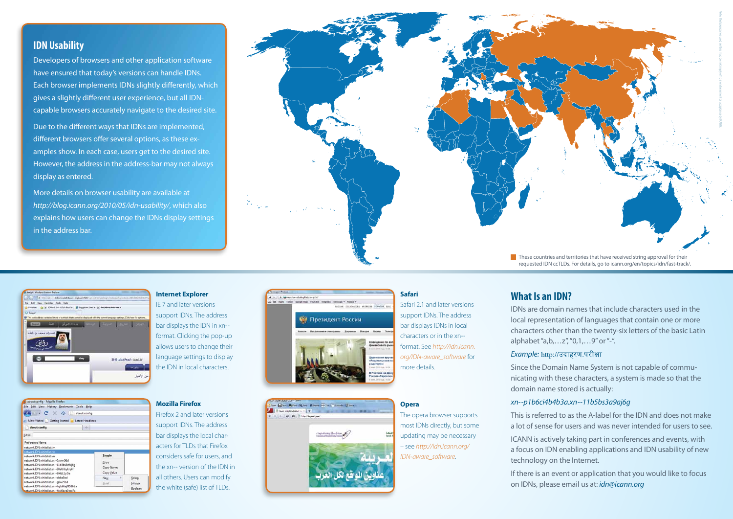## IDN Usability

Developers of browsers and other application software have ensured that today's versions can handle IDNs. Each browser implements IDNs slightly differently, which gives a slightly different user experience, but all IDN-capable browsers accurately navigate to the desired site.

Due to the different ways that IDNs are implemented, different browsers offer several options, as these examples show. In each case, users get to the desired site. However, the address in the address-bar may not always display as entered.

More details on browser usability are available at *http://blog.icann.org/2010/05/idn-usability/*, which also explains how users can change the IDNs display settings in the address bar.

These countries and territories that have received string approval for their requested IDN ccTLDs. For details, go to icann.org/en/topics/idn/fast-track/.

### Internet Explorer

IE 7 and later versions support IDNs. The address bar displays the IDN in xn-- format. Clicking the pop-up allows users to change their language settings to display the IDN in local characters.

### Mozilla Firefox

Firefox 2 and later versions support IDNs. The address bar displays the local characters for TLDs that Firefox considers safe for users, and the xn-- version of the IDN in all others. Users can modify the white (safe) list of TLDs.

### Safari

Safari 2.1 and later versions support IDNs. The address bar displays IDNs in local characters or in the xn-- format. See *http://idn.icann.org/IDN-aware_software* for more details.

### Opera

The opera browser supports most IDNs directly, but some updating may be necessary – see *http://idn.icann.org/IDN-aware_software*.

## What Is an IDN?

IDNs are domain names that include characters used in the local representation of languages that contain one or more characters other than the twenty-six letters of the basic Latin alphabet "a,b,…z", "0,1,…9" or "-".

*Example:* http://उदाहरण.परीक्षा

Since the Domain Name System is not capable of communicating with these characters, a system is made so that the domain name stored is actually:

*xn--p1b6ci4b4b3a.xn--11b5bs3a9aj6g*

This is referred to as the A-label for the IDN and does not make a lot of sense for users and was never intended for users to see.

ICANN is actively taking part in conferences and events, with a focus on IDN enabling applications and IDN usability of new technology on the Internet.

If there is an event or application that you would like to focus on IDNs, please email us at: *idn@icann.org*